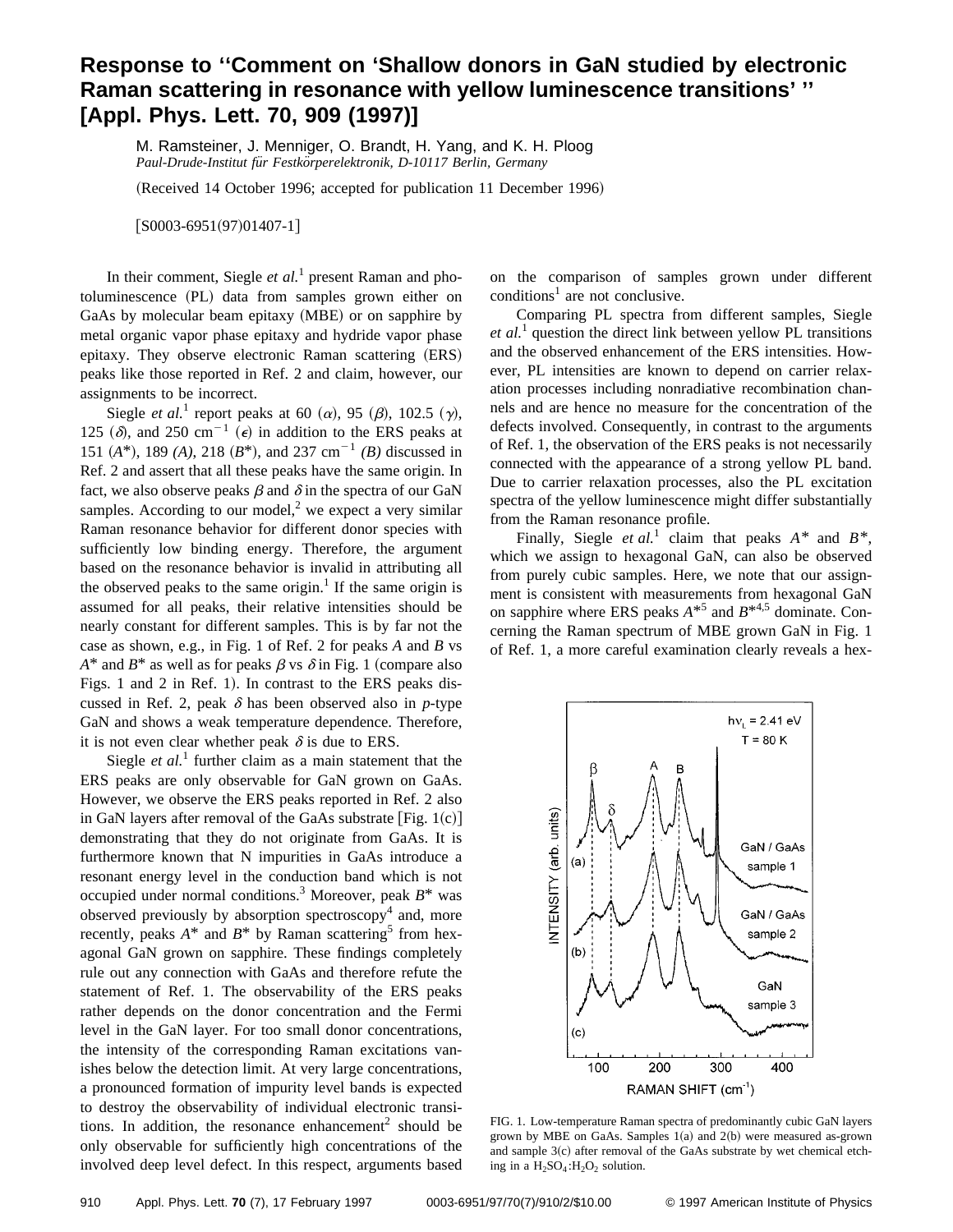# Response to "Comment on 'Shallow donors in GaN studied by electronic Raman scattering in resonance with yellow luminescence transitions' " [Appl. Phys. Lett. 70, 909 (1997)]

M. Ramsteiner, J. Menniger, O. Brandt, H. Yang, and K. H. Ploog
*Paul-Drude-Institut für Festkörperelektronik, D-10117 Berlin, Germany*

(Received 14 October 1996; accepted for publication 11 December 1996)

[S0003-6951(97)01407-1]

In their comment, Siegle *et al.*[1] present Raman and photoluminescence (PL) data from samples grown either on GaAs by molecular beam epitaxy (MBE) or on sapphire by metal organic vapor phase epitaxy and hydride vapor phase epitaxy. They observe electronic Raman scattering (ERS) peaks like those reported in Ref. 2 and claim, however, our assignments to be incorrect.

Siegle *et al.*[1] report peaks at 60 ($\alpha$), 95 ($\beta$), 102.5 ($\gamma$), 125 ($\delta$), and 250 $cm^{-1}$ ($\epsilon$) in addition to the ERS peaks at 151 ($A^*$), 189 ($A$), 218 ($B^*$), and 237 $cm^{-1}$ ($B$) discussed in Ref. 2 and assert that all these peaks have the same origin. In fact, we also observe peaks $\beta$ and $\delta$ in the spectra of our GaN samples. According to our model,[2] we expect a very similar Raman resonance behavior for different donor species with sufficiently low binding energy. Therefore, the argument based on the resonance behavior is invalid in attributing all the observed peaks to the same origin.[1] If the same origin is assumed for all peaks, their relative intensities should be nearly constant for different samples. This is by far not the case as shown, e.g., in Fig. 1 of Ref. 2 for peaks $A$ and $B$ vs $A^*$ and $B^*$ as well as for peaks $\beta$ vs $\delta$ in Fig. 1 (compare also Figs. 1 and 2 in Ref. 1). In contrast to the ERS peaks discussed in Ref. 2, peak $\delta$ has been observed also in *p*-type GaN and shows a weak temperature dependence. Therefore, it is not even clear whether peak $\delta$ is due to ERS.

Siegle *et al.*[1] further claim as a main statement that the ERS peaks are only observable for GaN grown on GaAs. However, we observe the ERS peaks reported in Ref. 2 also in GaN layers after removal of the GaAs substrate [Fig. 1(c)] demonstrating that they do not originate from GaAs. It is furthermore known that N impurities in GaAs introduce a resonant energy level in the conduction band which is not occupied under normal conditions.[3] Moreover, peak $B^*$ was observed previously by absorption spectroscopy[4] and, more recently, peaks $A^*$ and $B^*$ by Raman scattering[5] from hexagonal GaN grown on sapphire. These findings completely rule out any connection with GaAs and therefore refute the statement of Ref. 1. The observability of the ERS peaks rather depends on the donor concentration and the Fermi level in the GaN layer. For too small donor concentrations, the intensity of the corresponding Raman excitations vanishes below the detection limit. At very large concentrations, a pronounced formation of impurity level bands is expected to destroy the observability of individual electronic transitions. In addition, the resonance enhancement[2] should be only observable for sufficiently high concentrations of the involved deep level defect. In this respect, arguments based on the comparison of samples grown under different conditions[1] are not conclusive.

Comparing PL spectra from different samples, Siegle *et al.*[1] question the direct link between yellow PL transitions and the observed enhancement of the ERS intensities. However, PL intensities are known to depend on carrier relaxation processes including nonradiative recombination channels and are hence no measure for the concentration of the defects involved. Consequently, in contrast to the arguments of Ref. 1, the observation of the ERS peaks is not necessarily connected with the appearance of a strong yellow PL band. Due to carrier relaxation processes, also the PL excitation spectra of the yellow luminescence might differ substantially from the Raman resonance profile.

Finally, Siegle *et al.*[1] claim that peaks $A^*$ and $B^*$, which we assign to hexagonal GaN, can also be observed from purely cubic samples. Here, we note that our assignment is consistent with measurements from hexagonal GaN on sapphire where ERS peaks $A^*$[5] and $B^*$[4,5] dominate. Concerning the Raman spectrum of MBE grown GaN in Fig. 1 of Ref. 1, a more careful examination clearly reveals a hex-

FIG. 1. Low-temperature Raman spectra of predominantly cubic GaN layers grown by MBE on GaAs. Samples 1(a) and 2(b) were measured as-grown and sample 3(c) after removal of the GaAs substrate by wet chemical etching in a $H_2SO_4$:$H_2O_2$ solution.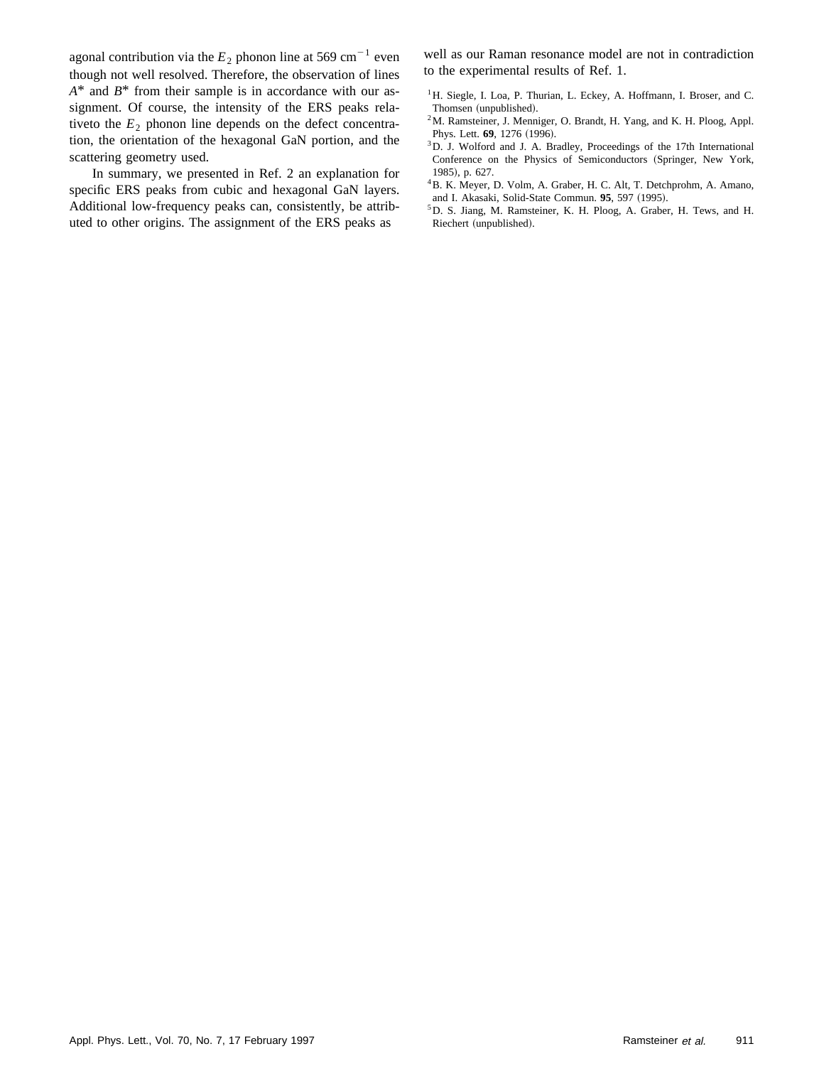agonal contribution via the $E_2$ phonon line at 569 $cm^{-1}$ even though not well resolved. Therefore, the observation of lines $A^*$ and $B^*$ from their sample is in accordance with our assignment. Of course, the intensity of the ERS peaks relativeto the $E_2$ phonon line depends on the defect concentration, the orientation of the hexagonal GaN portion, and the scattering geometry used.

In summary, we presented in Ref. 2 an explanation for specific ERS peaks from cubic and hexagonal GaN layers. Additional low-frequency peaks can, consistently, be attributed to other origins. The assignment of the ERS peaks as well as our Raman resonance model are not in contradiction to the experimental results of Ref. 1.

[1] H. Siegle, I. Loa, P. Thurian, L. Eckey, A. Hoffmann, I. Broser, and C. Thomsen (unpublished).

[2] M. Ramsteiner, J. Menniger, O. Brandt, H. Yang, and K. H. Ploog, Appl. Phys. Lett. **69**, 1276 (1996).

[3] D. J. Wolford and J. A. Bradley, Proceedings of the 17th International Conference on the Physics of Semiconductors (Springer, New York, 1985), p. 627.

[4] B. K. Meyer, D. Volm, A. Graber, H. C. Alt, T. Detchprohm, A. Amano, and I. Akasaki, Solid-State Commun. **95**, 597 (1995).

[5] D. S. Jiang, M. Ramsteiner, K. H. Ploog, A. Graber, H. Tews, and H. Riechert (unpublished).